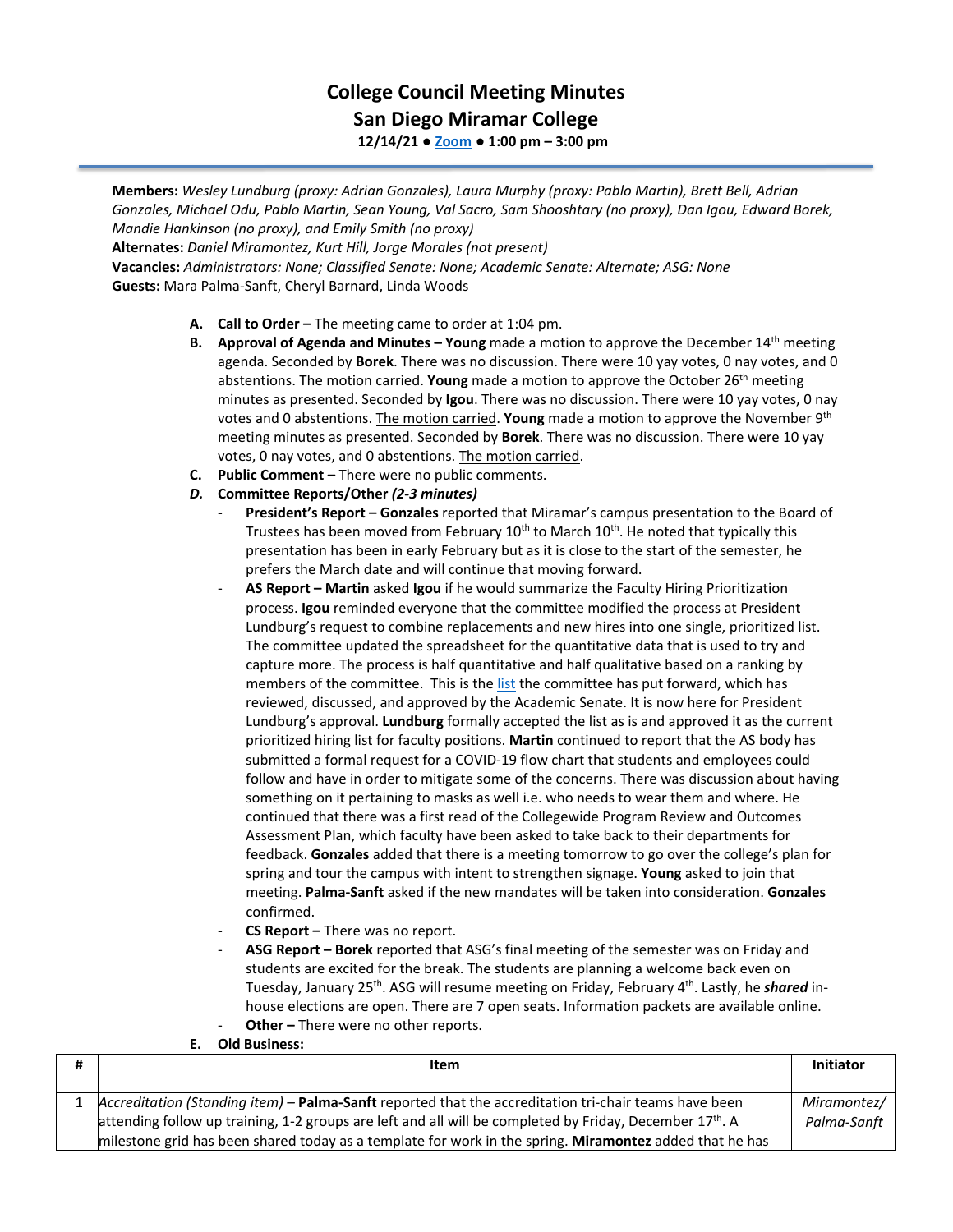# College Council Meeting Minutes
## San Diego Miramar College
**12/14/21 ● Zoom ● 1:00 pm – 3:00 pm**

**Members:** *Wesley Lundburg (proxy: Adrian Gonzales), Laura Murphy (proxy: Pablo Martin), Brett Bell, Adrian Gonzales, Michael Odu, Pablo Martin, Sean Young, Val Sacro, Sam Shooshtary (no proxy), Dan Igou, Edward Borek, Mandie Hankinson (no proxy), and Emily Smith (no proxy)*
**Alternates:** *Daniel Miramontez, Kurt Hill, Jorge Morales (not present)*
**Vacancies:** *Administrators: None; Classified Senate: None; Academic Senate: Alternate; ASG: None*
**Guests:** Mara Palma-Sanft, Cheryl Barnard, Linda Woods

A. **Call to Order –** The meeting came to order at 1:04 pm.
B. **Approval of Agenda and Minutes – Young** made a motion to approve the December 14th meeting agenda. Seconded by **Borek**. There was no discussion. There were 10 yay votes, 0 nay votes, and 0 abstentions. The motion carried. **Young** made a motion to approve the October 26th meeting minutes as presented. Seconded by **Igou**. There was no discussion. There were 10 yay votes, 0 nay votes and 0 abstentions. The motion carried. **Young** made a motion to approve the November 9th meeting minutes as presented. Seconded by **Borek**. There was no discussion. There were 10 yay votes, 0 nay votes, and 0 abstentions. The motion carried.
C. **Public Comment –** There were no public comments.
D. ***Committee Reports/Other (2-3 minutes)***
   - **President's Report – Gonzales** reported that Miramar's campus presentation to the Board of Trustees has been moved from February 10th to March 10th. He noted that typically this presentation has been in early February but as it is close to the start of the semester, he prefers the March date and will continue that moving forward.
   - **AS Report – Martin** asked **Igou** if he would summarize the Faculty Hiring Prioritization process. **Igou** reminded everyone that the committee modified the process at President Lundburg's request to combine replacements and new hires into one single, prioritized list. The committee updated the spreadsheet for the quantitative data that is used to try and capture more. The process is half quantitative and half qualitative based on a ranking by members of the committee. This is the list the committee has put forward, which has reviewed, discussed, and approved by the Academic Senate. It is now here for President Lundburg's approval. **Lundburg** formally accepted the list as is and approved it as the current prioritized hiring list for faculty positions. **Martin** continued to report that the AS body has submitted a formal request for a COVID-19 flow chart that students and employees could follow and have in order to mitigate some of the concerns. There was discussion about having something on it pertaining to masks as well i.e. who needs to wear them and where. He continued that there was a first read of the Collegewide Program Review and Outcomes Assessment Plan, which faculty have been asked to take back to their departments for feedback. **Gonzales** added that there is a meeting tomorrow to go over the college's plan for spring and tour the campus with intent to strengthen signage. **Young** asked to join that meeting. **Palma-Sanft** asked if the new mandates will be taken into consideration. **Gonzales** confirmed.
   - **CS Report –** There was no report.
   - **ASG Report – Borek** reported that ASG's final meeting of the semester was on Friday and students are excited for the break. The students are planning a welcome back even on Tuesday, January 25th. ASG will resume meeting on Friday, February 4th. Lastly, he ***shared*** in-house elections are open. There are 7 open seats. Information packets are available online.
   - **Other –** There were no other reports.
E. **Old Business:**

| # | Item | Initiator |
|---|---|---|
| 1 | *Accreditation (Standing item)* – **Palma-Sanft** reported that the accreditation tri-chair teams have been attending follow up training, 1-2 groups are left and all will be completed by Friday, December 17th. A milestone grid has been shared today as a template for work in the spring. **Miramontez** added that he has | *Miramontez/ Palma-Sanft* |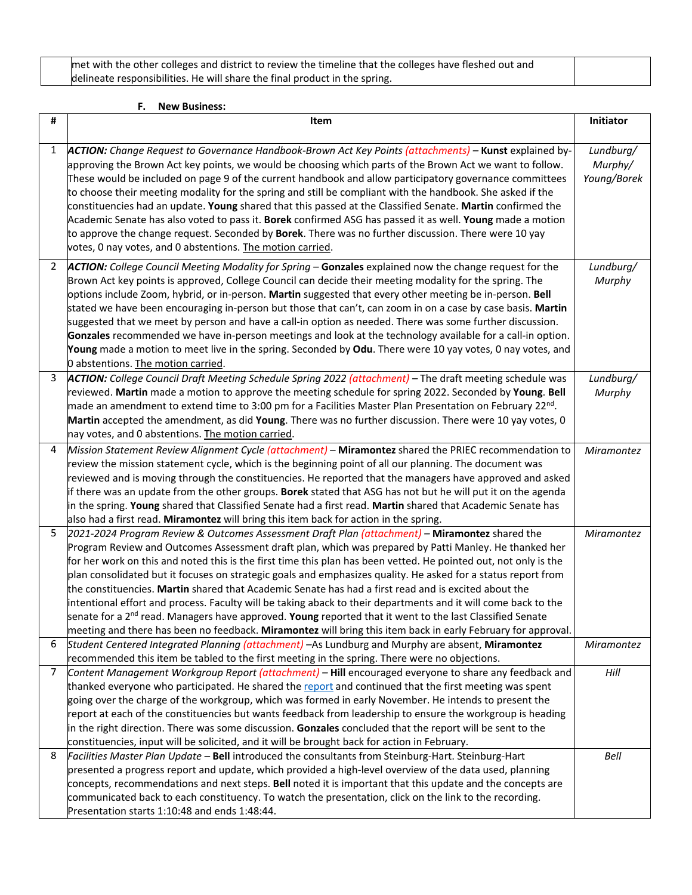| | met with the other colleges and district to review the timeline that the colleges have fleshed out and delineate responsibilities. He will share the final product in the spring. | |
|---|---|---|

**F. New Business:**

| # | Item | Initiator |
|---|---|---|
| 1 | ***ACTION:*** *Change Request to Governance Handbook-Brown Act Key Points (attachments)* – **Kunst** explained by-approving the Brown Act key points, we would be choosing which parts of the Brown Act we want to follow. These would be included on page 9 of the current handbook and allow participatory governance committees to choose their meeting modality for the spring and still be compliant with the handbook. She asked if the constituencies had an update. **Young** shared that this passed at the Classified Senate. **Martin** confirmed the Academic Senate has also voted to pass it. **Borek** confirmed ASG has passed it as well. **Young** made a motion to approve the change request. Seconded by **Borek**. There was no further discussion. There were 10 yay votes, 0 nay votes, and 0 abstentions. The motion carried. | *Lundburg/ Murphy/ Young/Borek* |
| 2 | ***ACTION:*** *College Council Meeting Modality for Spring* – **Gonzales** explained now the change request for the Brown Act key points is approved, College Council can decide their meeting modality for the spring. The options include Zoom, hybrid, or in-person. **Martin** suggested that every other meeting be in-person. **Bell** stated we have been encouraging in-person but those that can't, can zoom in on a case by case basis. **Martin** suggested that we meet by person and have a call-in option as needed. There was some further discussion. **Gonzales** recommended we have in-person meetings and look at the technology available for a call-in option. **Young** made a motion to meet live in the spring. Seconded by **Odu**. There were 10 yay votes, 0 nay votes, and 0 abstentions. The motion carried. | *Lundburg/ Murphy* |
| 3 | ***ACTION:*** *College Council Draft Meeting Schedule Spring 2022 (attachment)* – The draft meeting schedule was reviewed. **Martin** made a motion to approve the meeting schedule for spring 2022. Seconded by **Young**. **Bell** made an amendment to extend time to 3:00 pm for a Facilities Master Plan Presentation on February 22nd. **Martin** accepted the amendment, as did **Young**. There was no further discussion. There were 10 yay votes, 0 nay votes, and 0 abstentions. The motion carried. | *Lundburg/ Murphy* |
| 4 | *Mission Statement Review Alignment Cycle (attachment)* – **Miramontez** shared the PRIEC recommendation to review the mission statement cycle, which is the beginning point of all our planning. The document was reviewed and is moving through the constituencies. He reported that the managers have approved and asked if there was an update from the other groups. **Borek** stated that ASG has not but he will put it on the agenda in the spring. **Young** shared that Classified Senate had a first read. **Martin** shared that Academic Senate has also had a first read. **Miramontez** will bring this item back for action in the spring. | *Miramontez* |
| 5 | *2021-2024 Program Review & Outcomes Assessment Draft Plan (attachment)* – **Miramontez** shared the Program Review and Outcomes Assessment draft plan, which was prepared by Patti Manley. He thanked her for her work on this and noted this is the first time this plan has been vetted. He pointed out, not only is the plan consolidated but it focuses on strategic goals and emphasizes quality. He asked for a status report from the constituencies. **Martin** shared that Academic Senate has had a first read and is excited about the intentional effort and process. Faculty will be taking aback to their departments and it will come back to the senate for a 2nd read. Managers have approved. **Young** reported that it went to the last Classified Senate meeting and there has been no feedback. **Miramontez** will bring this item back in early February for approval. | *Miramontez* |
| 6 | *Student Centered Integrated Planning (attachment)* –As Lundburg and Murphy are absent, **Miramontez** recommended this item be tabled to the first meeting in the spring. There were no objections. | *Miramontez* |
| 7 | *Content Management Workgroup Report (attachment)* – **Hill** encouraged everyone to share any feedback and thanked everyone who participated. He shared the report and continued that the first meeting was spent going over the charge of the workgroup, which was formed in early November. He intends to present the report at each of the constituencies but wants feedback from leadership to ensure the workgroup is heading in the right direction. There was some discussion. **Gonzales** concluded that the report will be sent to the constituencies, input will be solicited, and it will be brought back for action in February. | *Hill* |
| 8 | *Facilities Master Plan Update* – **Bell** introduced the consultants from Steinburg-Hart. Steinburg-Hart presented a progress report and update, which provided a high-level overview of the data used, planning concepts, recommendations and next steps. **Bell** noted it is important that this update and the concepts are communicated back to each constituency. To watch the presentation, click on the link to the recording. Presentation starts 1:10:48 and ends 1:48:44. | *Bell* |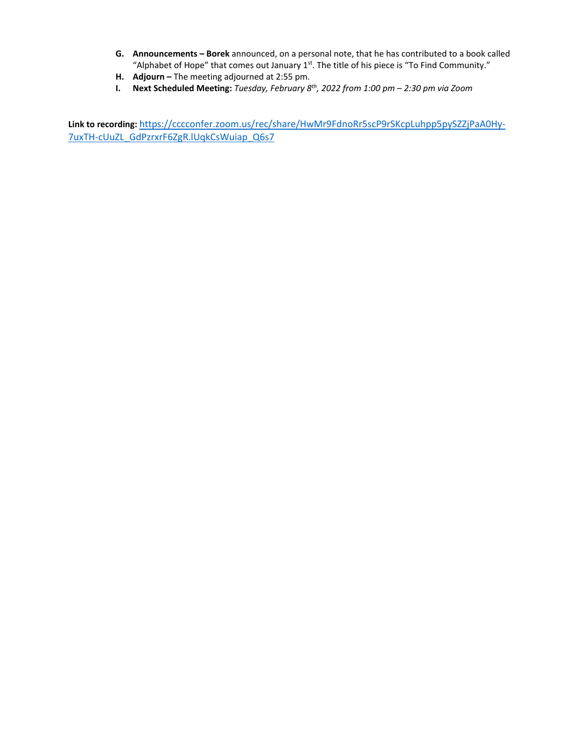G. **Announcements – Borek** announced, on a personal note, that he has contributed to a book called "Alphabet of Hope" that comes out January 1st. The title of his piece is "To Find Community."

H. **Adjourn –** The meeting adjourned at 2:55 pm.

I. **Next Scheduled Meeting:** *Tuesday, February 8th, 2022 from 1:00 pm – 2:30 pm via Zoom*

**Link to recording:** https://cccconfer.zoom.us/rec/share/HwMr9FdnoRr5scP9rSKcpLuhpp5pySZZjPaA0Hy-7uxTH-cUuZL_GdPzrxrF6ZgR.lUqkCsWuiap_Q6s7